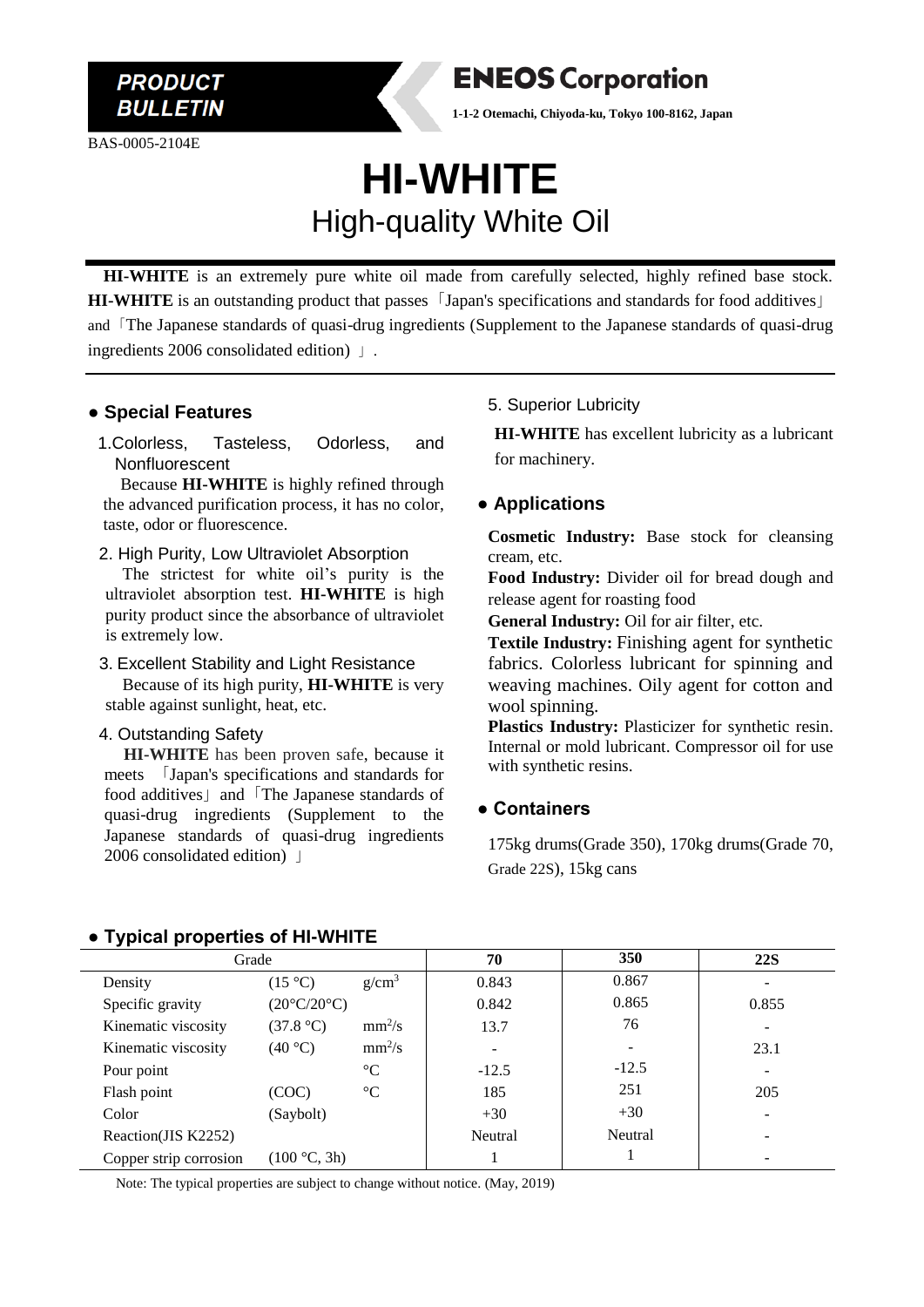PRODUCT BULLETIN

**ENEOS Corporation**

1-1-2 Otemachi, Chiyoda-ku, Tokyo 100-8162, Japan

BAS-0005-2104E

# HI-WHITE

## High-quality White Oil

**HI-WHITE** is an extremely pure white oil made from carefully selected, highly refined base stock. **HI-WHITE** is an outstanding product that passes「Japan's specifications and standards for food additives」and「The Japanese standards of quasi-drug ingredients (Supplement to the Japanese standards of quasi-drug ingredients 2006 consolidated edition)」.

### ● Special Features

1. Colorless, Tasteless, Odorless, and Nonfluorescent

   Because **HI-WHITE** is highly refined through the advanced purification process, it has no color, taste, odor or fluorescence.

2. High Purity, Low Ultraviolet Absorption

   The strictest for white oil's purity is the ultraviolet absorption test. **HI-WHITE** is high purity product since the absorbance of ultraviolet is extremely low.

3. Excellent Stability and Light Resistance

   Because of its high purity, **HI-WHITE** is very stable against sunlight, heat, etc.

4. Outstanding Safety

   **HI-WHITE** has been proven safe, because it meets「Japan's specifications and standards for food additives」and「The Japanese standards of quasi-drug ingredients (Supplement to the Japanese standards of quasi-drug ingredients 2006 consolidated edition)」

5. Superior Lubricity

   **HI-WHITE** has excellent lubricity as a lubricant for machinery.

### ● Applications

**Cosmetic Industry:** Base stock for cleansing cream, etc.

**Food Industry:** Divider oil for bread dough and release agent for roasting food

**General Industry:** Oil for air filter, etc.

**Textile Industry:** Finishing agent for synthetic fabrics. Colorless lubricant for spinning and weaving machines. Oily agent for cotton and wool spinning.

**Plastics Industry:** Plasticizer for synthetic resin. Internal or mold lubricant. Compressor oil for use with synthetic resins.

### ● Containers

175kg drums(Grade 350), 170kg drums(Grade 70, Grade 22S), 15kg cans

### ● Typical properties of HI-WHITE

| Grade | | | **70** | **350** | **22S** |
|---|---|---|---|---|---|
| Density | (15 °C) | $g/cm^3$ | 0.843 | 0.867 | - |
| Specific gravity | (20°C/20°C) | | 0.842 | 0.865 | 0.855 |
| Kinematic viscosity | (37.8 °C) | $mm^2/s$ | 13.7 | 76 | - |
| Kinematic viscosity | (40 °C) | $mm^2/s$ | - | - | 23.1 |
| Pour point | | °C | -12.5 | -12.5 | - |
| Flash point | (COC) | °C | 185 | 251 | 205 |
| Color | (Saybolt) | | +30 | +30 | - |
| Reaction(JIS K2252) | | | Neutral | Neutral | - |
| Copper strip corrosion | (100 °C, 3h) | | 1 | 1 | - |

Note: The typical properties are subject to change without notice. (May, 2019)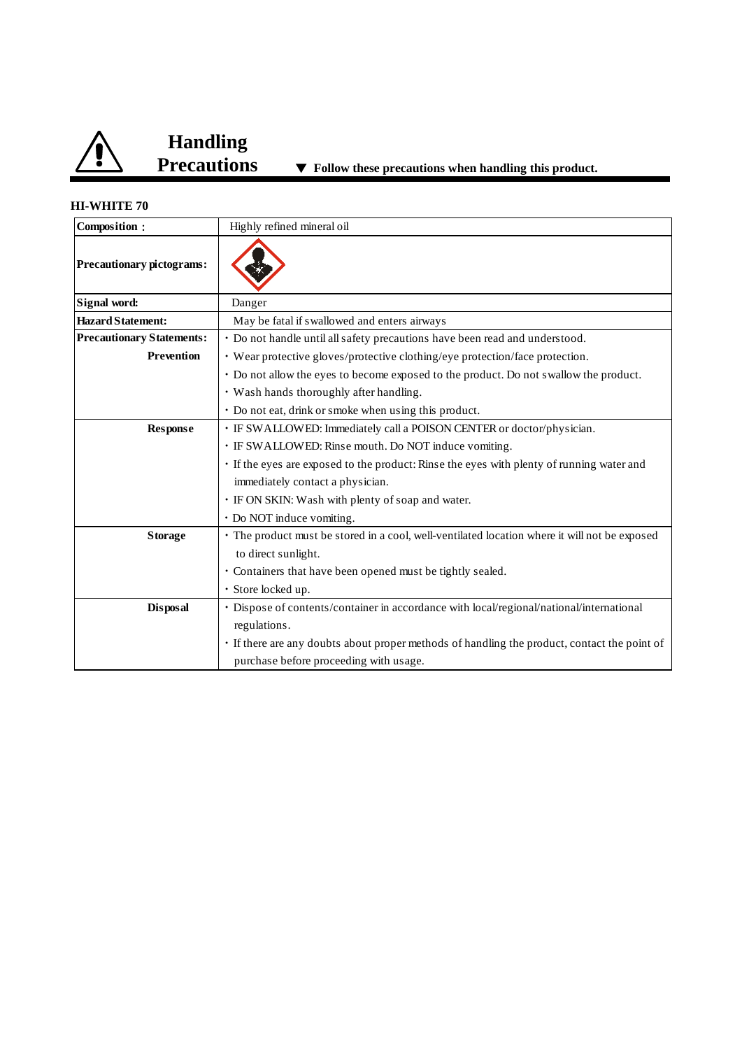# Handling Precautions

▼ **Follow these precautions when handling this product.**

**HI-WHITE 70**

| **Composition：** | Highly refined mineral oil |
|---|---|
| **Precautionary pictograms:** | |
| **Signal word:** | Danger |
| **Hazard Statement:** | May be fatal if swallowed and enters airways |
| **Precautionary Statements:** **Prevention** | ・Do not handle until all safety precautions have been read and understood.<br>・Wear protective gloves/protective clothing/eye protection/face protection.<br>・Do not allow the eyes to become exposed to the product. Do not swallow the product.<br>・Wash hands thoroughly after handling.<br>・Do not eat, drink or smoke when using this product. |
| **Response** | ・IF SWALLOWED: Immediately call a POISON CENTER or doctor/physician.<br>・IF SWALLOWED: Rinse mouth. Do NOT induce vomiting.<br>・If the eyes are exposed to the product: Rinse the eyes with plenty of running water and immediately contact a physician.<br>・IF ON SKIN: Wash with plenty of soap and water.<br>・Do NOT induce vomiting. |
| **Storage** | ・The product must be stored in a cool, well-ventilated location where it will not be exposed to direct sunlight.<br>・Containers that have been opened must be tightly sealed.<br>・Store locked up. |
| **Disposal** | ・Dispose of contents/container in accordance with local/regional/national/international regulations.<br>・If there are any doubts about proper methods of handling the product, contact the point of purchase before proceeding with usage. |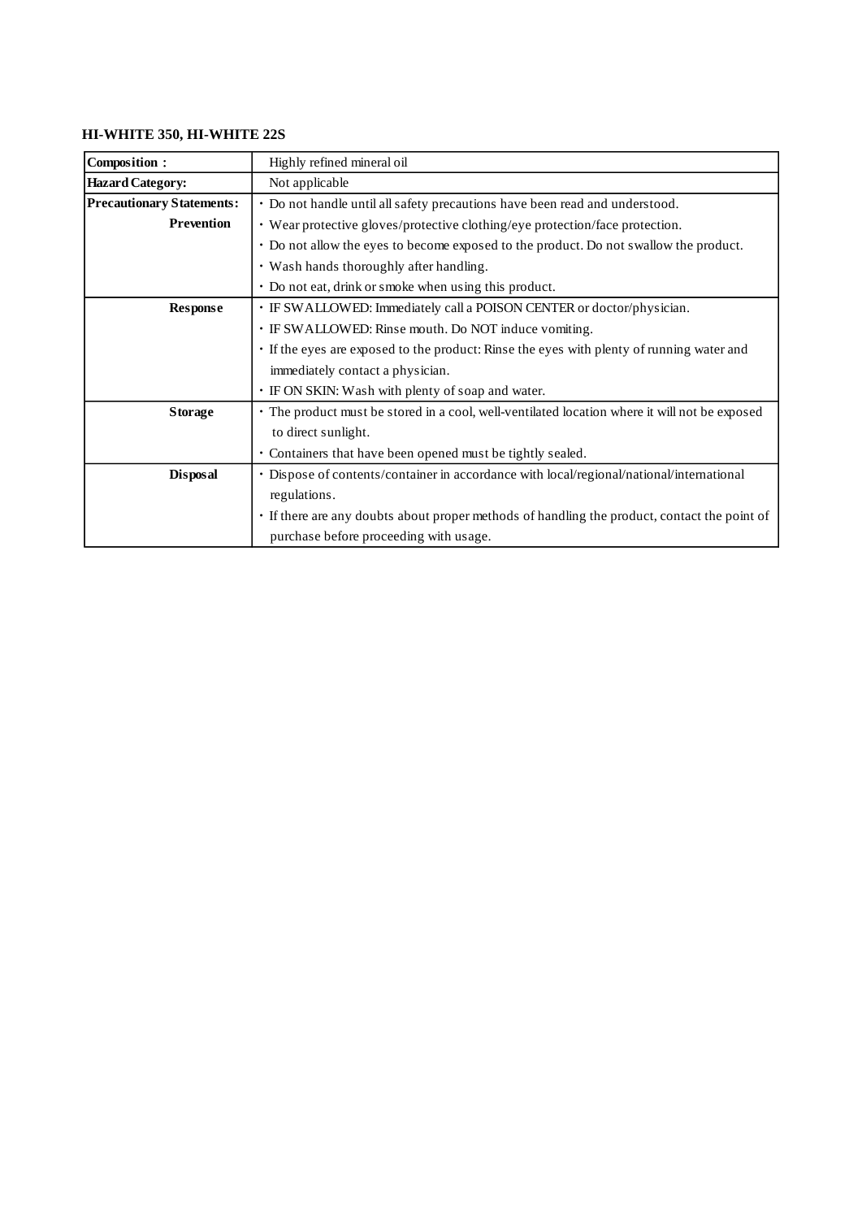**HI-WHITE 350, HI-WHITE 22S**

| | |
|---|---|
| **Composition：** | Highly refined mineral oil |
| **Hazard Category:** | Not applicable |
| **Precautionary Statements:** **Prevention** | ・Do not handle until all safety precautions have been read and understood.<br>・Wear protective gloves/protective clothing/eye protection/face protection.<br>・Do not allow the eyes to become exposed to the product. Do not swallow the product.<br>・Wash hands thoroughly after handling.<br>・Do not eat, drink or smoke when using this product. |
| **Response** | ・IF SWALLOWED: Immediately call a POISON CENTER or doctor/physician.<br>・IF SWALLOWED: Rinse mouth. Do NOT induce vomiting.<br>・If the eyes are exposed to the product: Rinse the eyes with plenty of running water and immediately contact a physician.<br>・IF ON SKIN: Wash with plenty of soap and water. |
| **Storage** | ・The product must be stored in a cool, well-ventilated location where it will not be exposed to direct sunlight.<br>・Containers that have been opened must be tightly sealed. |
| **Disposal** | ・Dispose of contents/container in accordance with local/regional/national/international regulations.<br>・If there are any doubts about proper methods of handling the product, contact the point of purchase before proceeding with usage. |